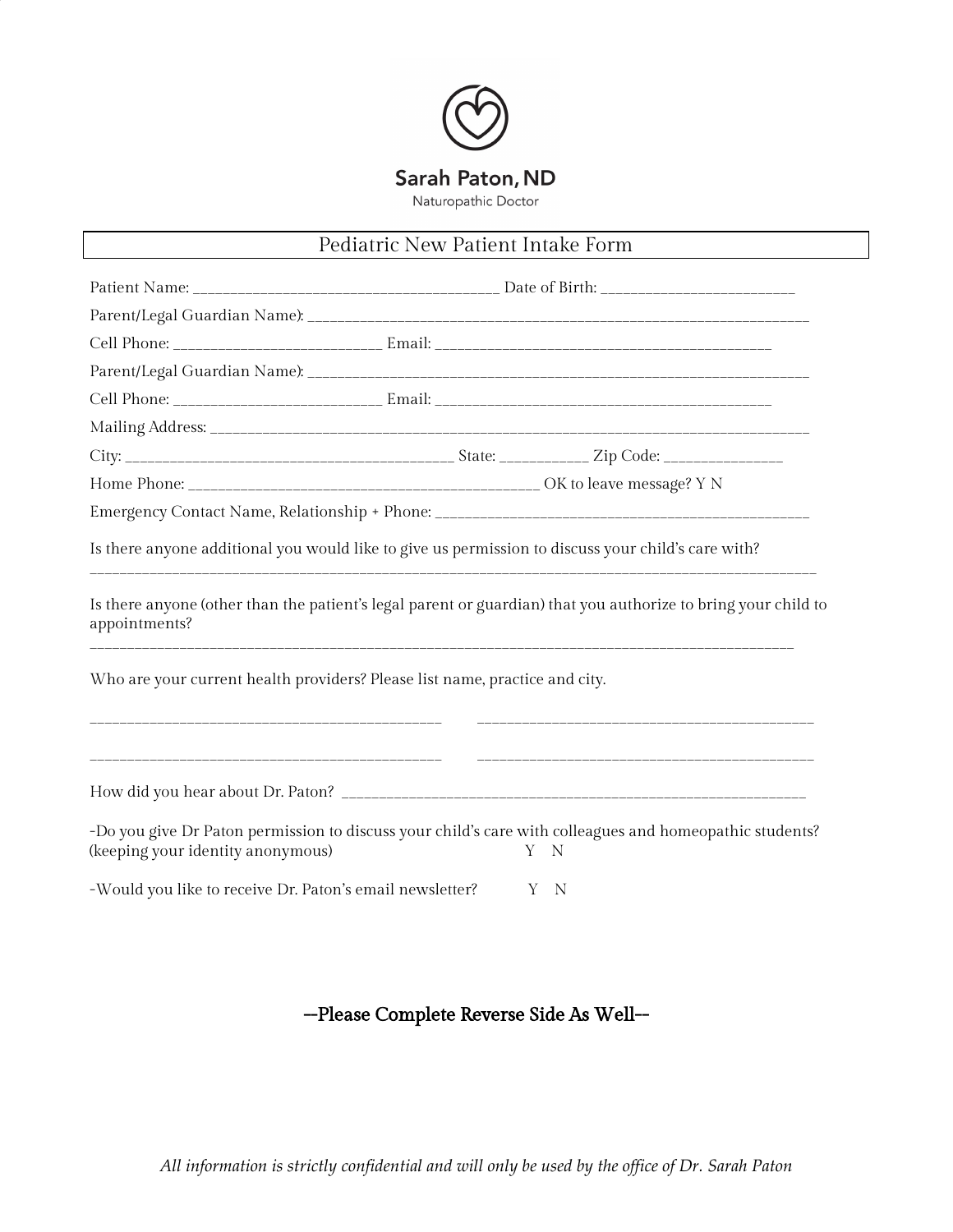Sarah Paton, ND

Naturopathic Doctor

# Pediatric New Patient Intake Form

Patient Name: ______________________________________ Date of Birth: ________________________

Parent/Legal Guardian Name): ____________________________________________________________________

Cell Phone: __________________________ Email: __________________________________________

Parent/Legal Guardian Name): ____________________________________________________________________

Cell Phone: __________________________ Email: __________________________________________

Mailing Address: __________________________________________________________________________

City: __________________________________________ State: ___________ Zip Code: _______________

Home Phone: ______________________________________________ OK to leave message? Y N

Emergency Contact Name, Relationship + Phone: ________________________________________________

Is there anyone additional you would like to give us permission to discuss your child's care with?

____________________________________________________________________________________________

Is there anyone (other than the patient's legal parent or guardian) that you authorize to bring your child to appointments?

____________________________________________________________________________________________

Who are your current health providers? Please list name, practice and city.

______________________________________________ ______________________________________________

______________________________________________ ______________________________________________

How did you hear about Dr. Paton? ______________________________________________________________

-Do you give Dr Paton permission to discuss your child's care with colleagues and homeopathic students? (keeping your identity anonymous) Y N

-Would you like to receive Dr. Paton's email newsletter? Y N

**--Please Complete Reverse Side As Well--**

*All information is strictly confidential and will only be used by the office of Dr. Sarah Paton*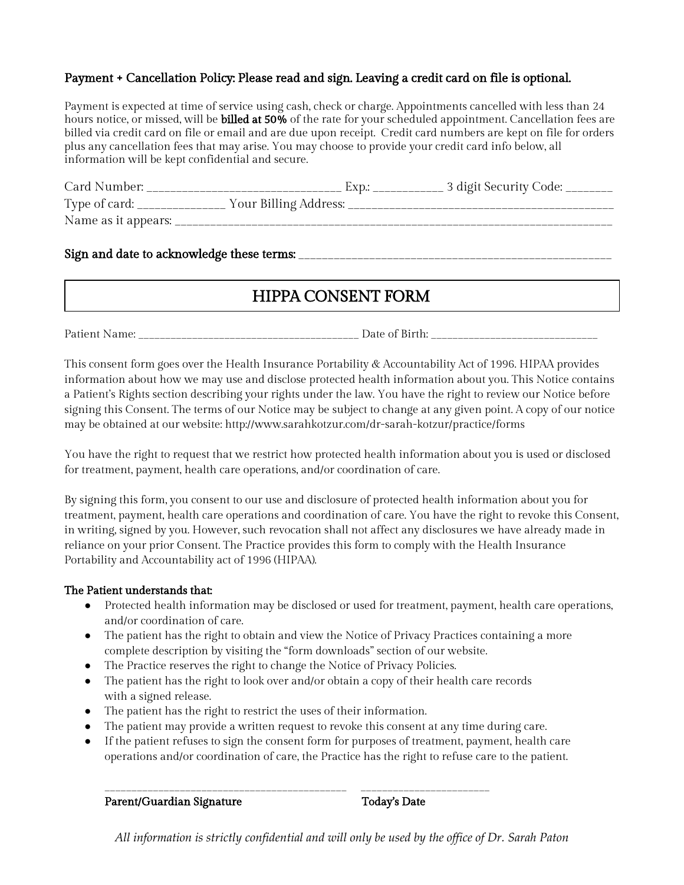**Payment + Cancellation Policy: Please read and sign. Leaving a credit card on file is optional.**

Payment is expected at time of service using cash, check or charge. Appointments cancelled with less than 24 hours notice, or missed, will be **billed at 50%** of the rate for your scheduled appointment. Cancellation fees are billed via credit card on file or email and are due upon receipt. Credit card numbers are kept on file for orders plus any cancellation fees that may arise. You may choose to provide your credit card info below, all information will be kept confidential and secure.

Card Number: _______________________________ Exp.: ___________ 3 digit Security Code: _______
Type of card: ______________ Your Billing Address: ___________________________________________
Name as it appears: ___________________________________________________________________________

**Sign and date to acknowledge these terms:** ____________________________________________________

## HIPPA CONSENT FORM

Patient Name: _______________________________________ Date of Birth: ______________________________

This consent form goes over the Health Insurance Portability & Accountability Act of 1996. HIPAA provides information about how we may use and disclose protected health information about you. This Notice contains a Patient's Rights section describing your rights under the law. You have the right to review our Notice before signing this Consent. The terms of our Notice may be subject to change at any given point. A copy of our notice may be obtained at our website: http://www.sarahkotzur.com/dr-sarah-kotzur/practice/forms

You have the right to request that we restrict how protected health information about you is used or disclosed for treatment, payment, health care operations, and/or coordination of care.

By signing this form, you consent to our use and disclosure of protected health information about you for treatment, payment, health care operations and coordination of care. You have the right to revoke this Consent, in writing, signed by you. However, such revocation shall not affect any disclosures we have already made in reliance on your prior Consent. The Practice provides this form to comply with the Health Insurance Portability and Accountability act of 1996 (HIPAA).

**The Patient understands that:**

- Protected health information may be disclosed or used for treatment, payment, health care operations, and/or coordination of care.
- The patient has the right to obtain and view the Notice of Privacy Practices containing a more complete description by visiting the "form downloads" section of our website.
- The Practice reserves the right to change the Notice of Privacy Policies.
- The patient has the right to look over and/or obtain a copy of their health care records with a signed release.
- The patient has the right to restrict the uses of their information.
- The patient may provide a written request to revoke this consent at any time during care.
- If the patient refuses to sign the consent form for purposes of treatment, payment, health care operations and/or coordination of care, the Practice has the right to refuse care to the patient.

____________________________________________ ________________________
**Parent/Guardian Signature** **Today's Date**

*All information is strictly confidential and will only be used by the office of Dr. Sarah Paton*